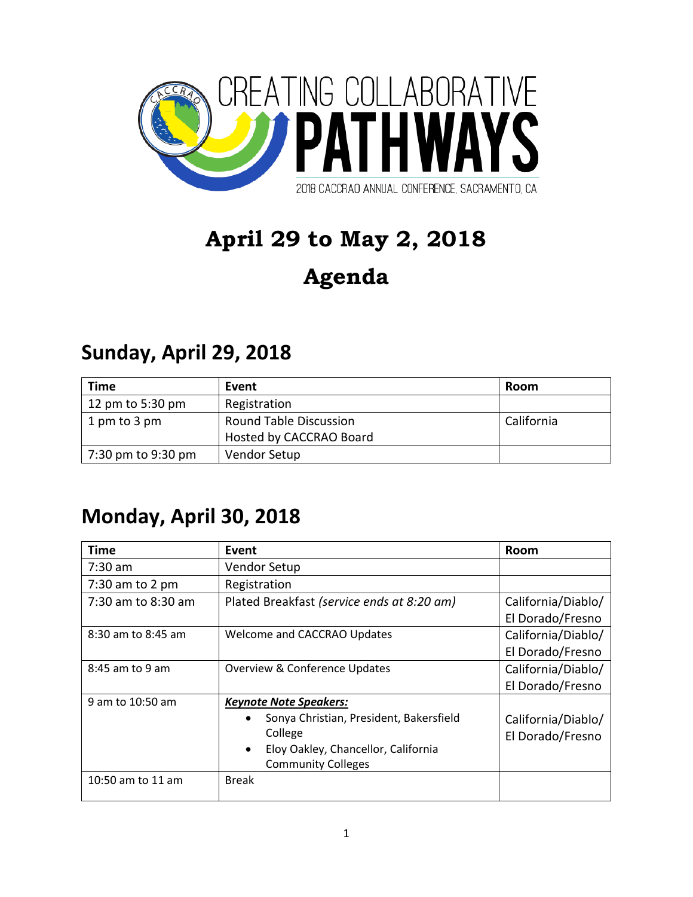CREATING COLLABORATIVE PATHWAYS

2018 CACCRAO ANNUAL CONFERENCE, SACRAMENTO, CA

# April 29 to May 2, 2018

# Agenda

## Sunday, April 29, 2018

| Time | Event | Room |
|---|---|---|
| 12 pm to 5:30 pm | Registration | |
| 1 pm to 3 pm | Round Table Discussion<br>Hosted by CACCRAO Board | California |
| 7:30 pm to 9:30 pm | Vendor Setup | |

## Monday, April 30, 2018

| Time | Event | Room |
|---|---|---|
| 7:30 am | Vendor Setup | |
| 7:30 am to 2 pm | Registration | |
| 7:30 am to 8:30 am | Plated Breakfast *(service ends at 8:20 am)* | California/Diablo/<br>El Dorado/Fresno |
| 8:30 am to 8:45 am | Welcome and CACCRAO Updates | California/Diablo/<br>El Dorado/Fresno |
| 8:45 am to 9 am | Overview & Conference Updates | California/Diablo/<br>El Dorado/Fresno |
| 9 am to 10:50 am | ***Keynote Note Speakers:***<br>• Sonya Christian, President, Bakersfield College<br>• Eloy Oakley, Chancellor, California Community Colleges | California/Diablo/<br>El Dorado/Fresno |
| 10:50 am to 11 am | Break | |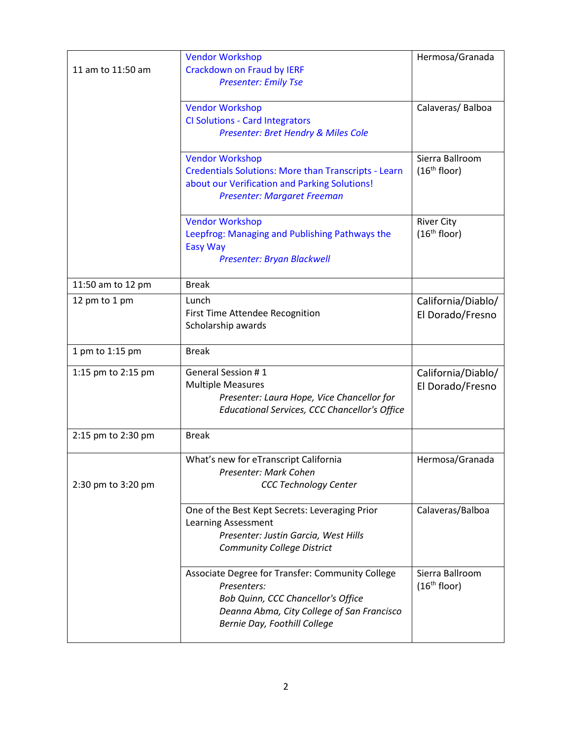| | | |
|---|---|---|
| 11 am to 11:50 am | Vendor Workshop<br>Crackdown on Fraud by IERF<br>*Presenter: Emily Tse* | Hermosa/Granada |
| | Vendor Workshop<br>CI Solutions - Card Integrators<br>*Presenter: Bret Hendry & Miles Cole* | Calaveras/ Balboa |
| | Vendor Workshop<br>Credentials Solutions: More than Transcripts - Learn about our Verification and Parking Solutions!<br>*Presenter: Margaret Freeman* | Sierra Ballroom (16th floor) |
| | Vendor Workshop<br>Leepfrog: Managing and Publishing Pathways the Easy Way<br>*Presenter: Bryan Blackwell* | River City (16th floor) |
| 11:50 am to 12 pm | Break | |
| 12 pm to 1 pm | Lunch<br>First Time Attendee Recognition<br>Scholarship awards | California/Diablo/ El Dorado/Fresno |
| 1 pm to 1:15 pm | Break | |
| 1:15 pm to 2:15 pm | General Session # 1<br>Multiple Measures<br>*Presenter: Laura Hope, Vice Chancellor for Educational Services, CCC Chancellor's Office* | California/Diablo/ El Dorado/Fresno |
| 2:15 pm to 2:30 pm | Break | |
| 2:30 pm to 3:20 pm | What's new for eTranscript California<br>*Presenter: Mark Cohen*<br>*CCC Technology Center* | Hermosa/Granada |
| | One of the Best Kept Secrets: Leveraging Prior Learning Assessment<br>*Presenter: Justin Garcia, West Hills Community College District* | Calaveras/Balboa |
| | Associate Degree for Transfer: Community College<br>*Presenters:*<br>*Bob Quinn, CCC Chancellor's Office*<br>*Deanna Abma, City College of San Francisco*<br>*Bernie Day, Foothill College* | Sierra Ballroom (16th floor) |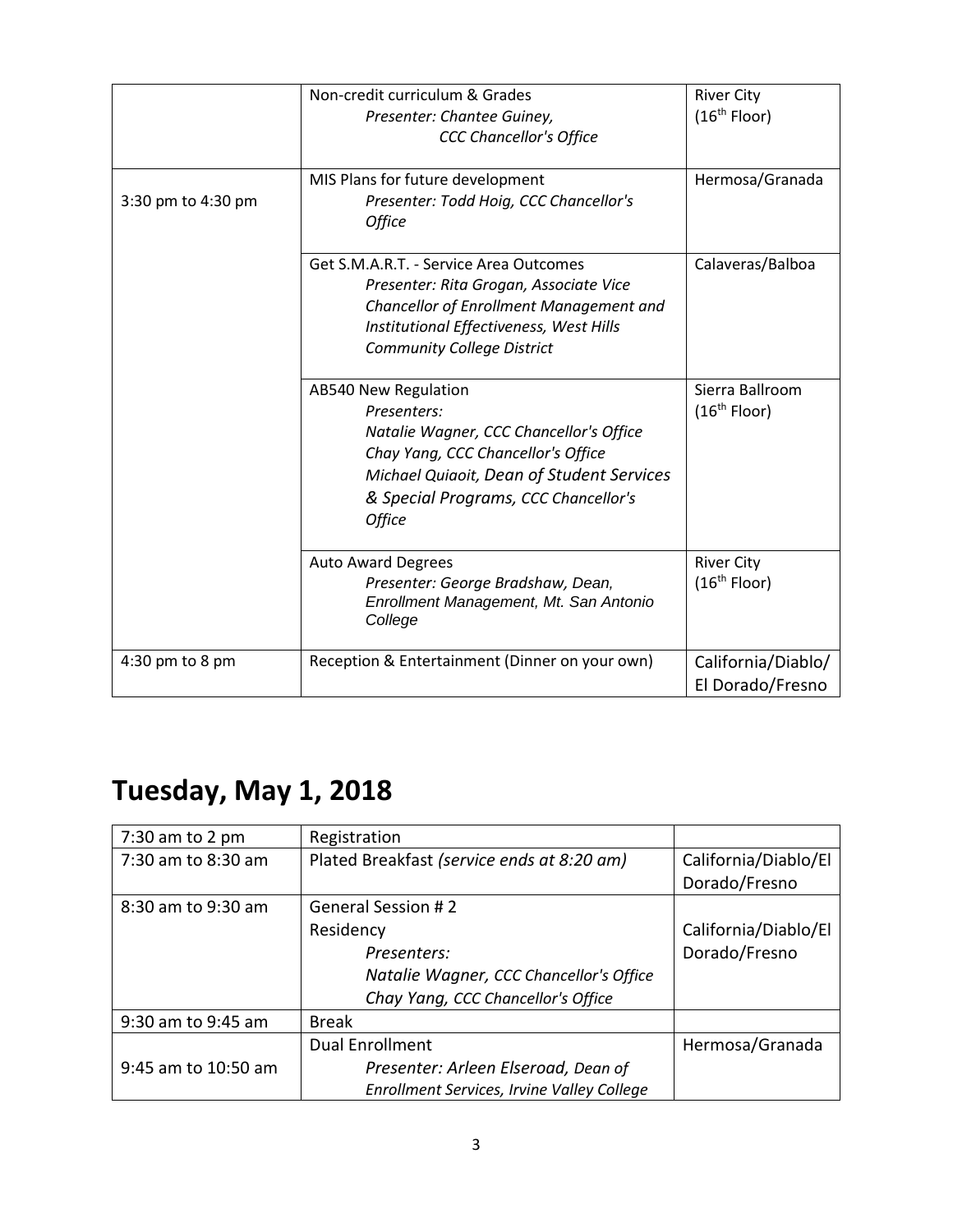| | | |
|---|---|---|
| | Non-credit curriculum & Grades *Presenter: Chantee Guiney, CCC Chancellor's Office* | River City (16th Floor) |
| 3:30 pm to 4:30 pm | MIS Plans for future development *Presenter: Todd Hoig, CCC Chancellor's Office* | Hermosa/Granada |
| | Get S.M.A.R.T. - Service Area Outcomes *Presenter: Rita Grogan, Associate Vice Chancellor of Enrollment Management and Institutional Effectiveness, West Hills Community College District* | Calaveras/Balboa |
| | AB540 New Regulation *Presenters: Natalie Wagner, CCC Chancellor's Office Chay Yang, CCC Chancellor's Office Michael Quiaoit, Dean of Student Services & Special Programs, CCC Chancellor's Office* | Sierra Ballroom (16th Floor) |
| | Auto Award Degrees *Presenter: George Bradshaw, Dean, Enrollment Management, Mt. San Antonio College* | River City (16th Floor) |
| 4:30 pm to 8 pm | Reception & Entertainment (Dinner on your own) | California/Diablo/ El Dorado/Fresno |

# Tuesday, May 1, 2018

| | | |
|---|---|---|
| 7:30 am to 2 pm | Registration | |
| 7:30 am to 8:30 am | Plated Breakfast *(service ends at 8:20 am)* | California/Diablo/El Dorado/Fresno |
| 8:30 am to 9:30 am | General Session # 2 Residency *Presenters: Natalie Wagner, CCC Chancellor's Office Chay Yang, CCC Chancellor's Office* | California/Diablo/El Dorado/Fresno |
| 9:30 am to 9:45 am | Break | |
| 9:45 am to 10:50 am | Dual Enrollment *Presenter: Arleen Elseroad, Dean of Enrollment Services, Irvine Valley College* | Hermosa/Granada |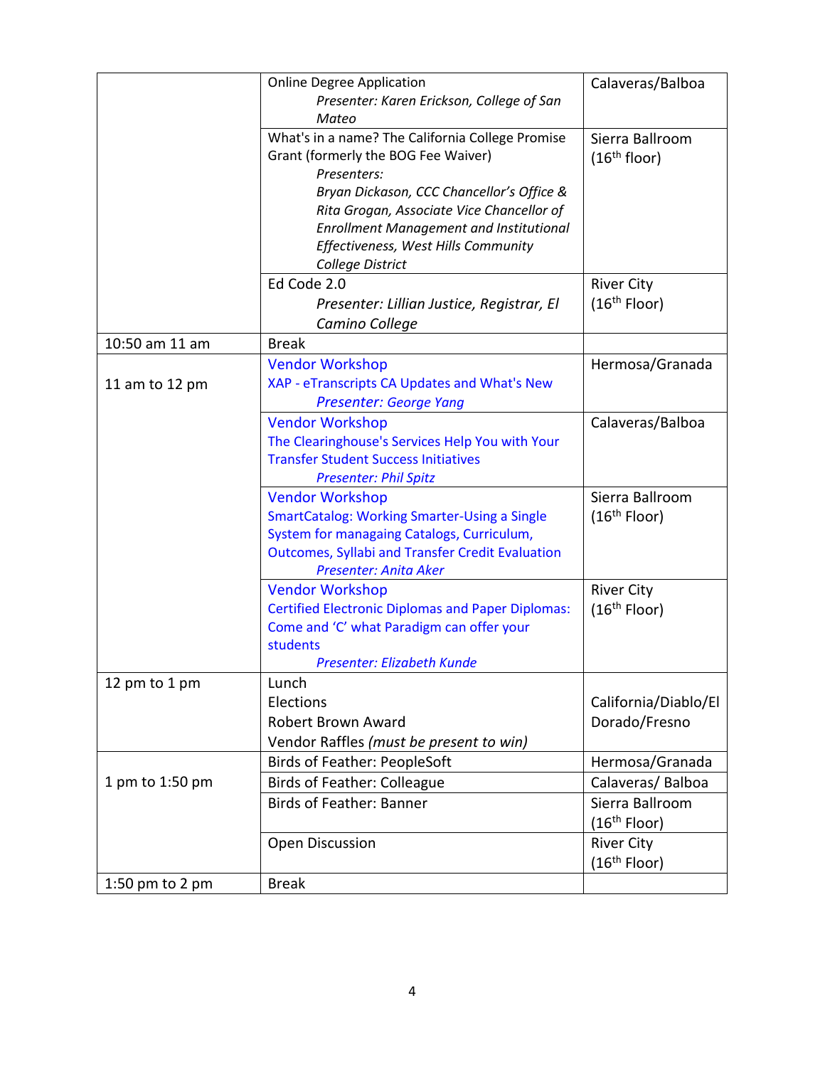| | | |
|---|---|---|
| | Online Degree Application<br>*Presenter: Karen Erickson, College of San Mateo* | Calaveras/Balboa |
| | What's in a name? The California College Promise Grant (formerly the BOG Fee Waiver)<br>*Presenters:*<br>*Bryan Dickason, CCC Chancellor's Office & Rita Grogan, Associate Vice Chancellor of Enrollment Management and Institutional Effectiveness, West Hills Community College District* | Sierra Ballroom (16th floor) |
| | Ed Code 2.0<br>*Presenter: Lillian Justice, Registrar, El Camino College* | River City (16th Floor) |
| 10:50 am 11 am | Break | |
| 11 am to 12 pm | Vendor Workshop<br>XAP - eTranscripts CA Updates and What's New<br>*Presenter: George Yang* | Hermosa/Granada |
| | Vendor Workshop<br>The Clearinghouse's Services Help You with Your Transfer Student Success Initiatives<br>*Presenter: Phil Spitz* | Calaveras/Balboa |
| | Vendor Workshop<br>SmartCatalog: Working Smarter-Using a Single System for managaing Catalogs, Curriculum, Outcomes, Syllabi and Transfer Credit Evaluation<br>*Presenter: Anita Aker* | Sierra Ballroom (16th Floor) |
| | Vendor Workshop<br>Certified Electronic Diplomas and Paper Diplomas: Come and 'C' what Paradigm can offer your students<br>*Presenter: Elizabeth Kunde* | River City (16th Floor) |
| 12 pm to 1 pm | Lunch<br>Elections<br>Robert Brown Award<br>Vendor Raffles *(must be present to win)* | California/Diablo/El Dorado/Fresno |
| 1 pm to 1:50 pm | Birds of Feather: PeopleSoft | Hermosa/Granada |
| | Birds of Feather: Colleague | Calaveras/ Balboa |
| | Birds of Feather: Banner | Sierra Ballroom (16th Floor) |
| | Open Discussion | River City (16th Floor) |
| 1:50 pm to 2 pm | Break | |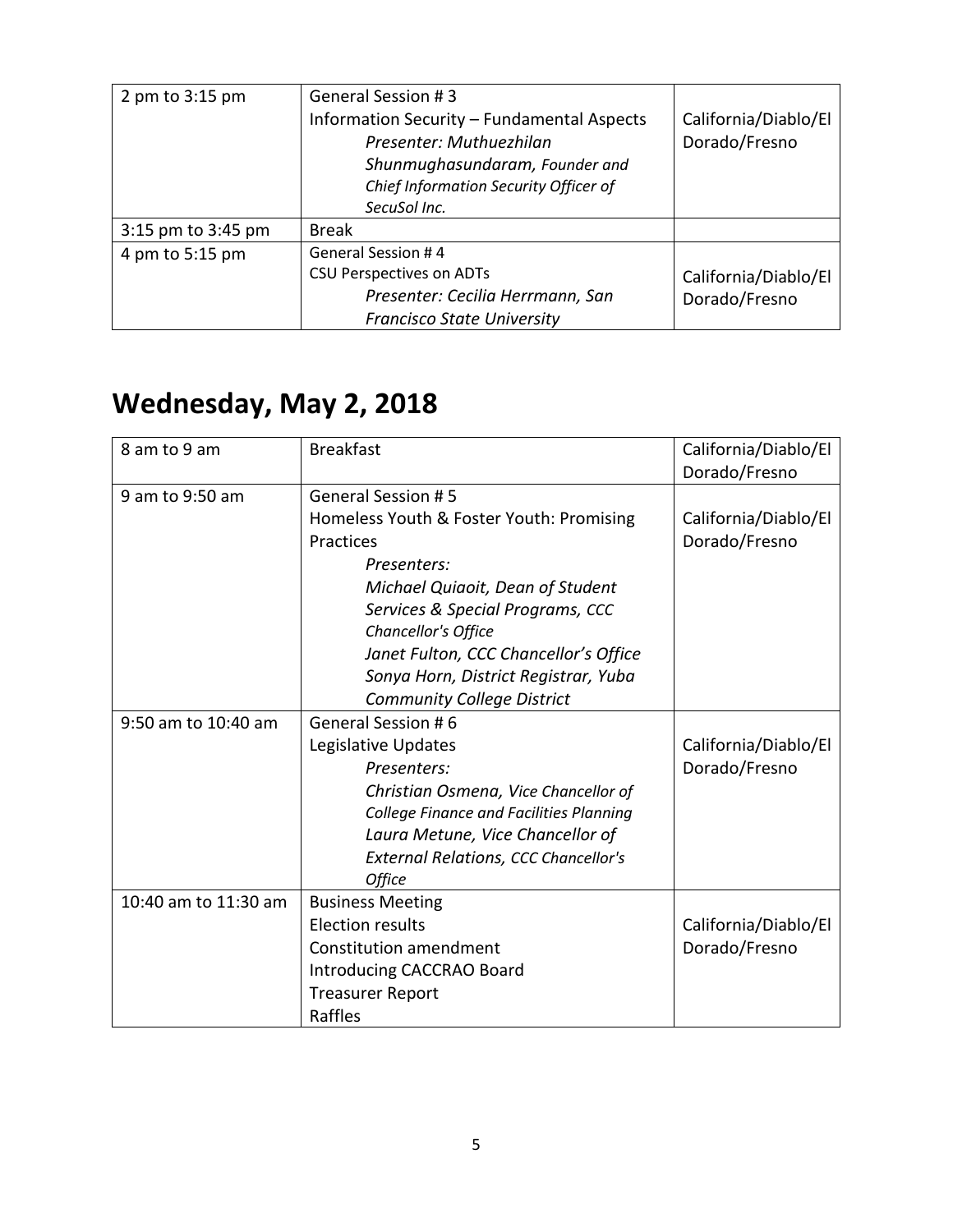| | | |
|---|---|---|
| 2 pm to 3:15 pm | General Session # 3<br>Information Security – Fundamental Aspects<br>*Presenter: Muthuezhilan Shunmughasundaram, Founder and Chief Information Security Officer of SecuSol Inc.* | California/Diablo/El Dorado/Fresno |
| 3:15 pm to 3:45 pm | Break | |
| 4 pm to 5:15 pm | General Session # 4<br>CSU Perspectives on ADTs<br>*Presenter: Cecilia Herrmann, San Francisco State University* | California/Diablo/El Dorado/Fresno |

# Wednesday, May 2, 2018

| | | |
|---|---|---|
| 8 am to 9 am | Breakfast | California/Diablo/El Dorado/Fresno |
| 9 am to 9:50 am | General Session # 5<br>Homeless Youth & Foster Youth: Promising Practices<br>*Presenters:*<br>*Michael Quiaoit, Dean of Student Services & Special Programs, CCC Chancellor's Office*<br>*Janet Fulton, CCC Chancellor's Office*<br>*Sonya Horn, District Registrar, Yuba Community College District* | California/Diablo/El Dorado/Fresno |
| 9:50 am to 10:40 am | General Session # 6<br>Legislative Updates<br>*Presenters:*<br>*Christian Osmena, Vice Chancellor of College Finance and Facilities Planning*<br>*Laura Metune, Vice Chancellor of External Relations, CCC Chancellor's Office* | California/Diablo/El Dorado/Fresno |
| 10:40 am to 11:30 am | Business Meeting<br>Election results<br>Constitution amendment<br>Introducing CACCRAO Board<br>Treasurer Report<br>Raffles | California/Diablo/El Dorado/Fresno |